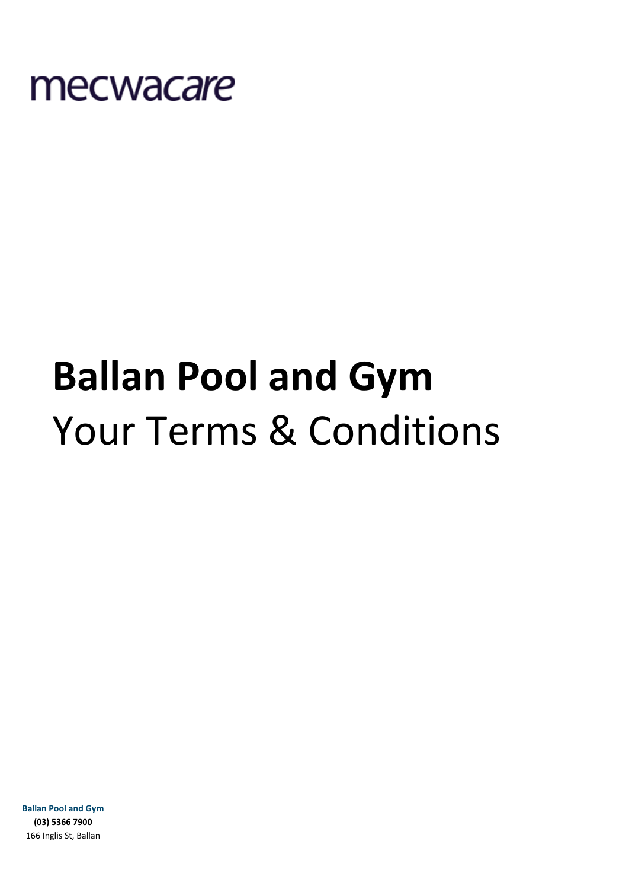mecwacare

# Ballan Pool and Gym

Your Terms & Conditions

**Ballan Pool and Gym**
**(03) 5366 7900**
166 Inglis St, Ballan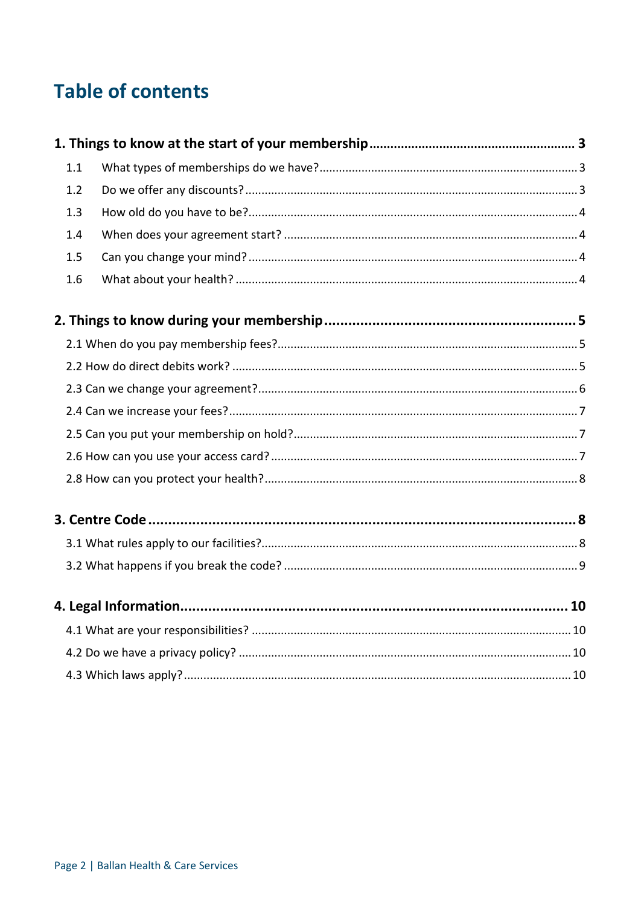# Table of contents

**1. Things to know at the start of your membership** .......... **3**

1.1 What types of memberships do we have? .......... 3

1.2 Do we offer any discounts? .......... 3

1.3 How old do you have to be? .......... 4

1.4 When does your agreement start? .......... 4

1.5 Can you change your mind? .......... 4

1.6 What about your health? .......... 4

**2. Things to know during your membership** .......... **5**

2.1 When do you pay membership fees? .......... 5

2.2 How do direct debits work? .......... 5

2.3 Can we change your agreement? .......... 6

2.4 Can we increase your fees? .......... 7

2.5 Can you put your membership on hold? .......... 7

2.6 How can you use your access card? .......... 7

2.8 How can you protect your health? .......... 8

**3. Centre Code** .......... **8**

3.1 What rules apply to our facilities? .......... 8

3.2 What happens if you break the code? .......... 9

**4. Legal Information** .......... **10**

4.1 What are your responsibilities? .......... 10

4.2 Do we have a privacy policy? .......... 10

4.3 Which laws apply? .......... 10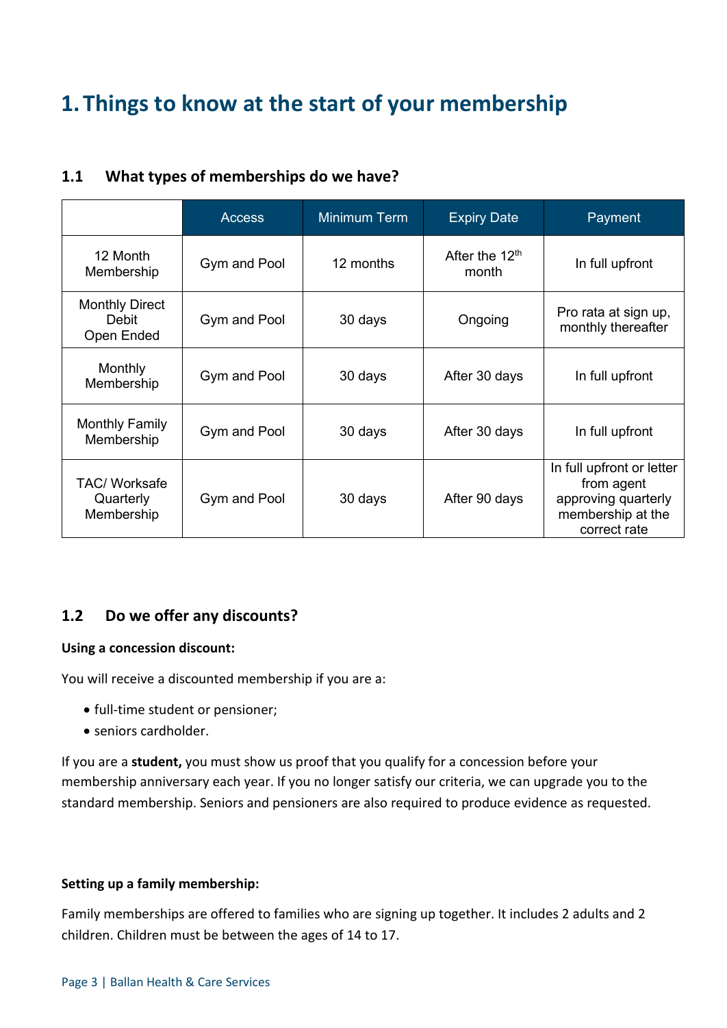# 1. Things to know at the start of your membership

## 1.1 What types of memberships do we have?

| | Access | Minimum Term | Expiry Date | Payment |
|---|---|---|---|---|
| 12 Month Membership | Gym and Pool | 12 months | After the 12th month | In full upfront |
| Monthly Direct Debit Open Ended | Gym and Pool | 30 days | Ongoing | Pro rata at sign up, monthly thereafter |
| Monthly Membership | Gym and Pool | 30 days | After 30 days | In full upfront |
| Monthly Family Membership | Gym and Pool | 30 days | After 30 days | In full upfront |
| TAC/ Worksafe Quarterly Membership | Gym and Pool | 30 days | After 90 days | In full upfront or letter from agent approving quarterly membership at the correct rate |

## 1.2 Do we offer any discounts?

**Using a concession discount:**

You will receive a discounted membership if you are a:

- full-time student or pensioner;
- seniors cardholder.

If you are a **student,** you must show us proof that you qualify for a concession before your membership anniversary each year. If you no longer satisfy our criteria, we can upgrade you to the standard membership. Seniors and pensioners are also required to produce evidence as requested.

**Setting up a family membership:**

Family memberships are offered to families who are signing up together. It includes 2 adults and 2 children. Children must be between the ages of 14 to 17.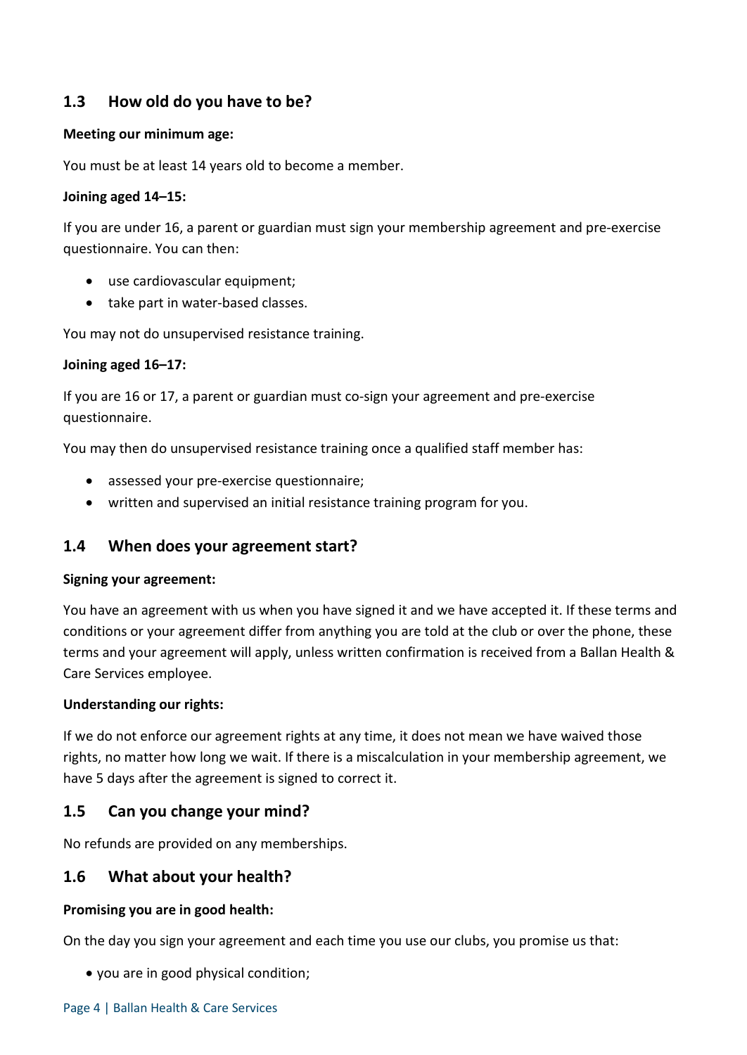## 1.3 How old do you have to be?

**Meeting our minimum age:**

You must be at least 14 years old to become a member.

**Joining aged 14–15:**

If you are under 16, a parent or guardian must sign your membership agreement and pre-exercise questionnaire. You can then:

- use cardiovascular equipment;
- take part in water-based classes.

You may not do unsupervised resistance training.

**Joining aged 16–17:**

If you are 16 or 17, a parent or guardian must co-sign your agreement and pre-exercise questionnaire.

You may then do unsupervised resistance training once a qualified staff member has:

- assessed your pre-exercise questionnaire;
- written and supervised an initial resistance training program for you.

## 1.4 When does your agreement start?

**Signing your agreement:**

You have an agreement with us when you have signed it and we have accepted it. If these terms and conditions or your agreement differ from anything you are told at the club or over the phone, these terms and your agreement will apply, unless written confirmation is received from a Ballan Health & Care Services employee.

**Understanding our rights:**

If we do not enforce our agreement rights at any time, it does not mean we have waived those rights, no matter how long we wait. If there is a miscalculation in your membership agreement, we have 5 days after the agreement is signed to correct it.

## 1.5 Can you change your mind?

No refunds are provided on any memberships.

## 1.6 What about your health?

**Promising you are in good health:**

On the day you sign your agreement and each time you use our clubs, you promise us that:

- you are in good physical condition;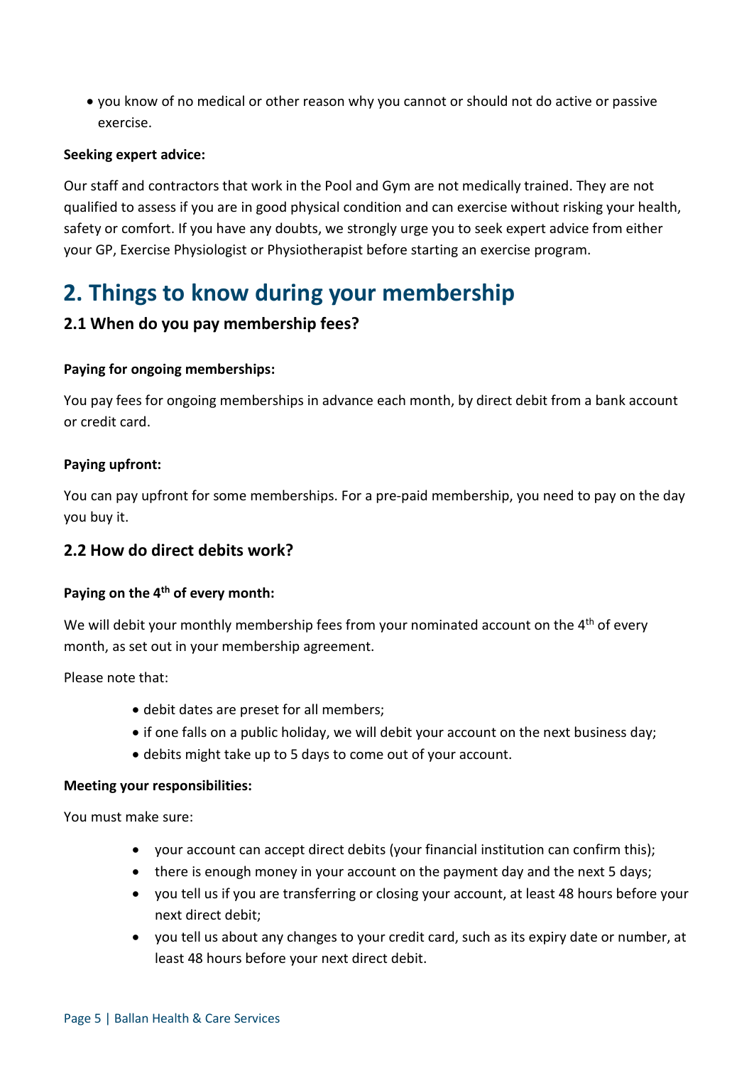- you know of no medical or other reason why you cannot or should not do active or passive exercise.

**Seeking expert advice:**

Our staff and contractors that work in the Pool and Gym are not medically trained. They are not qualified to assess if you are in good physical condition and can exercise without risking your health, safety or comfort. If you have any doubts, we strongly urge you to seek expert advice from either your GP, Exercise Physiologist or Physiotherapist before starting an exercise program.

# 2. Things to know during your membership

## 2.1 When do you pay membership fees?

**Paying for ongoing memberships:**

You pay fees for ongoing memberships in advance each month, by direct debit from a bank account or credit card.

**Paying upfront:**

You can pay upfront for some memberships. For a pre-paid membership, you need to pay on the day you buy it.

## 2.2 How do direct debits work?

**Paying on the 4th of every month:**

We will debit your monthly membership fees from your nominated account on the 4th of every month, as set out in your membership agreement.

Please note that:

- debit dates are preset for all members;
- if one falls on a public holiday, we will debit your account on the next business day;
- debits might take up to 5 days to come out of your account.

**Meeting your responsibilities:**

You must make sure:

- your account can accept direct debits (your financial institution can confirm this);
- there is enough money in your account on the payment day and the next 5 days;
- you tell us if you are transferring or closing your account, at least 48 hours before your next direct debit;
- you tell us about any changes to your credit card, such as its expiry date or number, at least 48 hours before your next direct debit.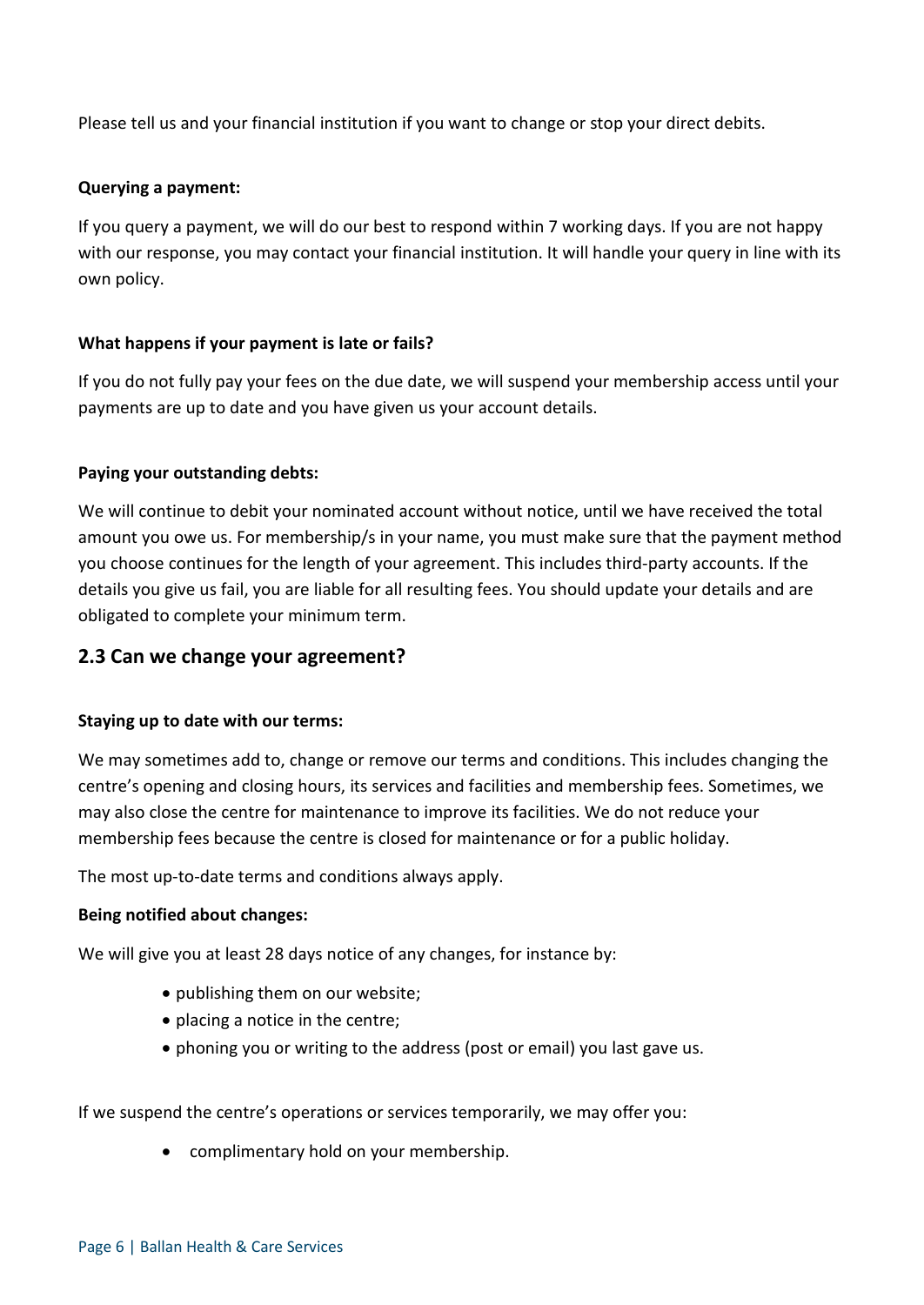Please tell us and your financial institution if you want to change or stop your direct debits.

**Querying a payment:**

If you query a payment, we will do our best to respond within 7 working days. If you are not happy with our response, you may contact your financial institution. It will handle your query in line with its own policy.

**What happens if your payment is late or fails?**

If you do not fully pay your fees on the due date, we will suspend your membership access until your payments are up to date and you have given us your account details.

**Paying your outstanding debts:**

We will continue to debit your nominated account without notice, until we have received the total amount you owe us. For membership/s in your name, you must make sure that the payment method you choose continues for the length of your agreement. This includes third-party accounts. If the details you give us fail, you are liable for all resulting fees. You should update your details and are obligated to complete your minimum term.

## 2.3 Can we change your agreement?

**Staying up to date with our terms:**

We may sometimes add to, change or remove our terms and conditions. This includes changing the centre's opening and closing hours, its services and facilities and membership fees. Sometimes, we may also close the centre for maintenance to improve its facilities. We do not reduce your membership fees because the centre is closed for maintenance or for a public holiday.

The most up-to-date terms and conditions always apply.

**Being notified about changes:**

We will give you at least 28 days notice of any changes, for instance by:

- publishing them on our website;
- placing a notice in the centre;
- phoning you or writing to the address (post or email) you last gave us.

If we suspend the centre's operations or services temporarily, we may offer you:

- complimentary hold on your membership.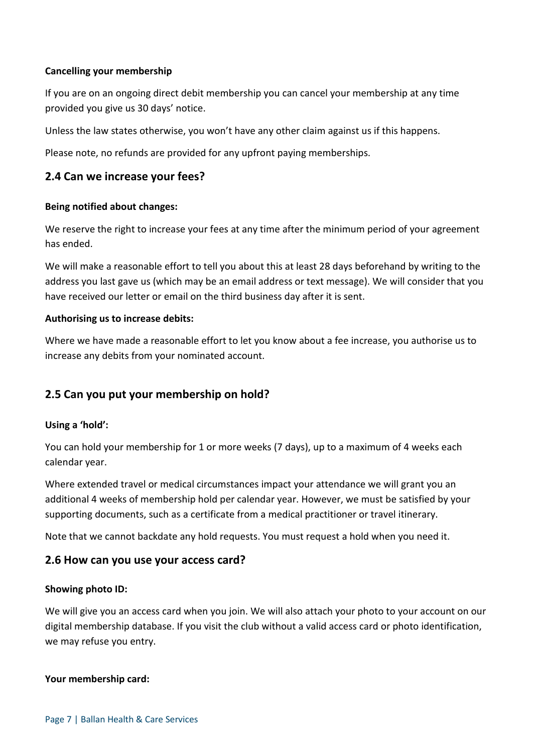**Cancelling your membership**

If you are on an ongoing direct debit membership you can cancel your membership at any time provided you give us 30 days' notice.

Unless the law states otherwise, you won't have any other claim against us if this happens.

Please note, no refunds are provided for any upfront paying memberships.

## 2.4 Can we increase your fees?

**Being notified about changes:**

We reserve the right to increase your fees at any time after the minimum period of your agreement has ended.

We will make a reasonable effort to tell you about this at least 28 days beforehand by writing to the address you last gave us (which may be an email address or text message). We will consider that you have received our letter or email on the third business day after it is sent.

**Authorising us to increase debits:**

Where we have made a reasonable effort to let you know about a fee increase, you authorise us to increase any debits from your nominated account.

## 2.5 Can you put your membership on hold?

**Using a 'hold':**

You can hold your membership for 1 or more weeks (7 days), up to a maximum of 4 weeks each calendar year.

Where extended travel or medical circumstances impact your attendance we will grant you an additional 4 weeks of membership hold per calendar year. However, we must be satisfied by your supporting documents, such as a certificate from a medical practitioner or travel itinerary.

Note that we cannot backdate any hold requests. You must request a hold when you need it.

## 2.6 How can you use your access card?

**Showing photo ID:**

We will give you an access card when you join. We will also attach your photo to your account on our digital membership database. If you visit the club without a valid access card or photo identification, we may refuse you entry.

**Your membership card:**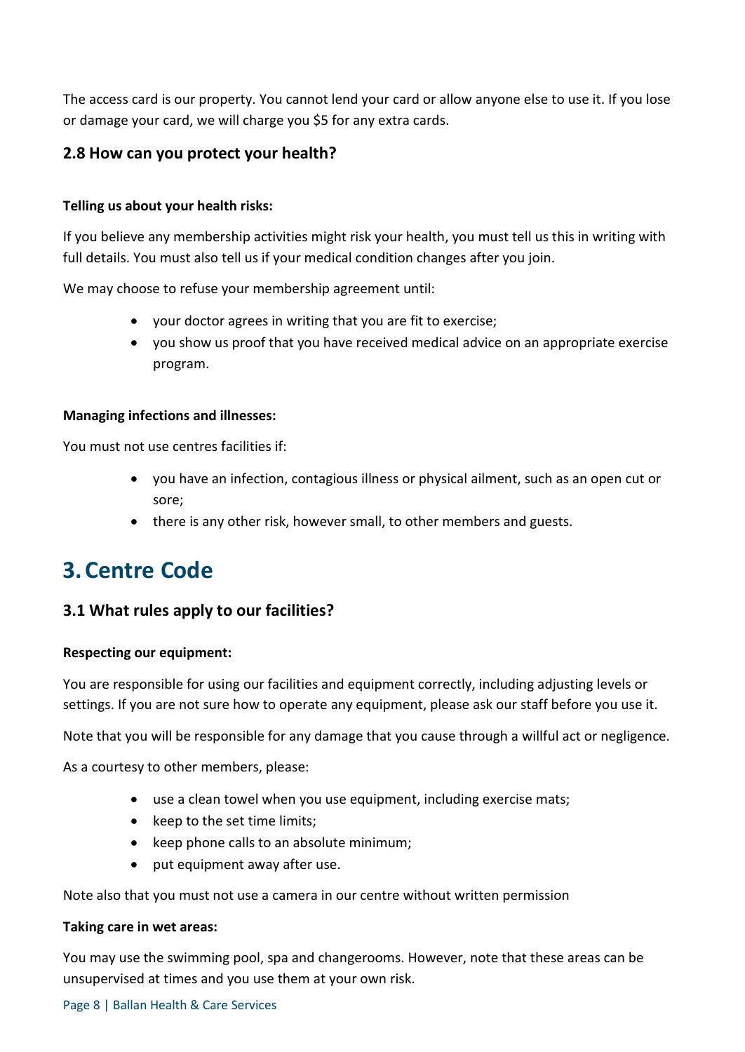The access card is our property. You cannot lend your card or allow anyone else to use it. If you lose or damage your card, we will charge you $5 for any extra cards.

### 2.8 How can you protect your health?

**Telling us about your health risks:**

If you believe any membership activities might risk your health, you must tell us this in writing with full details. You must also tell us if your medical condition changes after you join.

We may choose to refuse your membership agreement until:

- your doctor agrees in writing that you are fit to exercise;
- you show us proof that you have received medical advice on an appropriate exercise program.

**Managing infections and illnesses:**

You must not use centres facilities if:

- you have an infection, contagious illness or physical ailment, such as an open cut or sore;
- there is any other risk, however small, to other members and guests.

## 3. Centre Code

### 3.1 What rules apply to our facilities?

**Respecting our equipment:**

You are responsible for using our facilities and equipment correctly, including adjusting levels or settings. If you are not sure how to operate any equipment, please ask our staff before you use it.

Note that you will be responsible for any damage that you cause through a willful act or negligence.

As a courtesy to other members, please:

- use a clean towel when you use equipment, including exercise mats;
- keep to the set time limits;
- keep phone calls to an absolute minimum;
- put equipment away after use.

Note also that you must not use a camera in our centre without written permission

**Taking care in wet areas:**

You may use the swimming pool, spa and changerooms. However, note that these areas can be unsupervised at times and you use them at your own risk.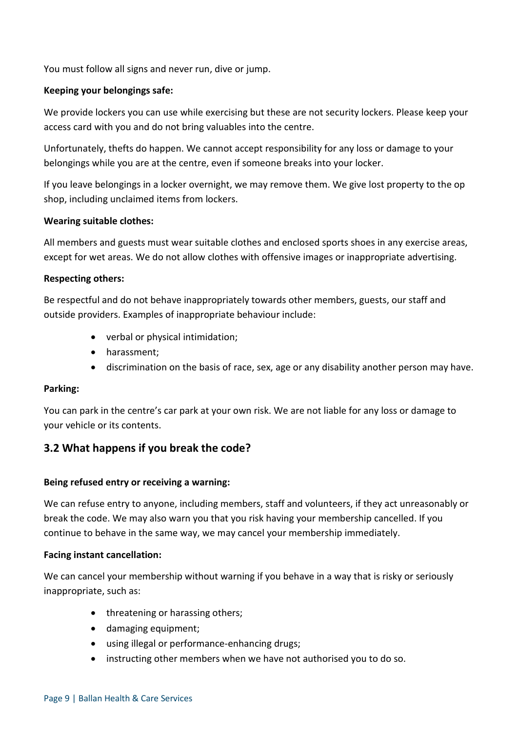You must follow all signs and never run, dive or jump.

**Keeping your belongings safe:**

We provide lockers you can use while exercising but these are not security lockers. Please keep your access card with you and do not bring valuables into the centre.

Unfortunately, thefts do happen. We cannot accept responsibility for any loss or damage to your belongings while you are at the centre, even if someone breaks into your locker.

If you leave belongings in a locker overnight, we may remove them. We give lost property to the op shop, including unclaimed items from lockers.

**Wearing suitable clothes:**

All members and guests must wear suitable clothes and enclosed sports shoes in any exercise areas, except for wet areas. We do not allow clothes with offensive images or inappropriate advertising.

**Respecting others:**

Be respectful and do not behave inappropriately towards other members, guests, our staff and outside providers. Examples of inappropriate behaviour include:

- verbal or physical intimidation;
- harassment;
- discrimination on the basis of race, sex, age or any disability another person may have.

**Parking:**

You can park in the centre's car park at your own risk. We are not liable for any loss or damage to your vehicle or its contents.

## 3.2 What happens if you break the code?

**Being refused entry or receiving a warning:**

We can refuse entry to anyone, including members, staff and volunteers, if they act unreasonably or break the code. We may also warn you that you risk having your membership cancelled. If you continue to behave in the same way, we may cancel your membership immediately.

**Facing instant cancellation:**

We can cancel your membership without warning if you behave in a way that is risky or seriously inappropriate, such as:

- threatening or harassing others;
- damaging equipment;
- using illegal or performance-enhancing drugs;
- instructing other members when we have not authorised you to do so.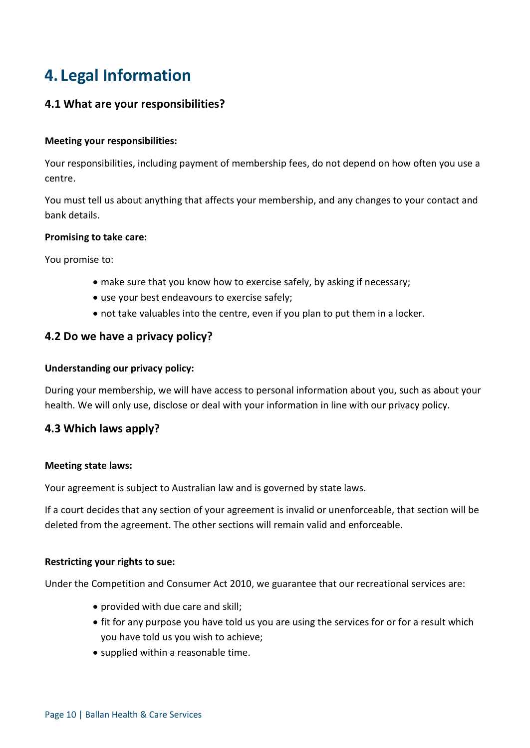# 4. Legal Information

## 4.1 What are your responsibilities?

**Meeting your responsibilities:**

Your responsibilities, including payment of membership fees, do not depend on how often you use a centre.

You must tell us about anything that affects your membership, and any changes to your contact and bank details.

**Promising to take care:**

You promise to:

- make sure that you know how to exercise safely, by asking if necessary;
- use your best endeavours to exercise safely;
- not take valuables into the centre, even if you plan to put them in a locker.

## 4.2 Do we have a privacy policy?

**Understanding our privacy policy:**

During your membership, we will have access to personal information about you, such as about your health. We will only use, disclose or deal with your information in line with our privacy policy.

## 4.3 Which laws apply?

**Meeting state laws:**

Your agreement is subject to Australian law and is governed by state laws.

If a court decides that any section of your agreement is invalid or unenforceable, that section will be deleted from the agreement. The other sections will remain valid and enforceable.

**Restricting your rights to sue:**

Under the Competition and Consumer Act 2010, we guarantee that our recreational services are:

- provided with due care and skill;
- fit for any purpose you have told us you are using the services for or for a result which you have told us you wish to achieve;
- supplied within a reasonable time.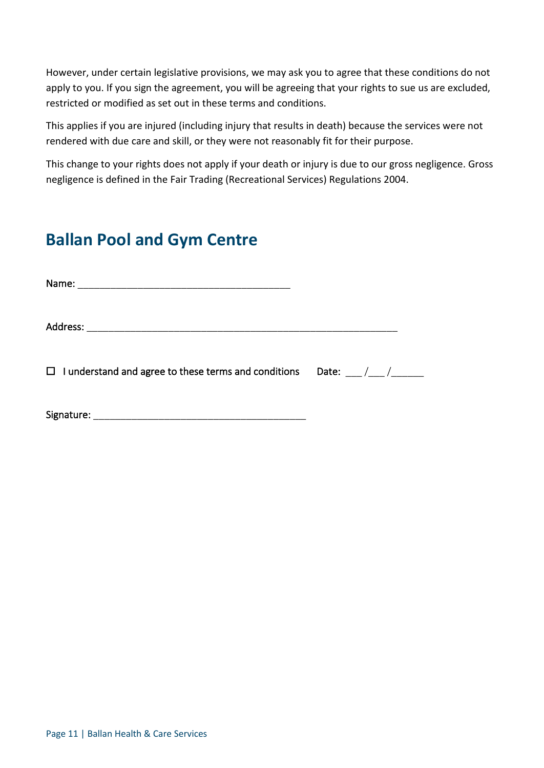However, under certain legislative provisions, we may ask you to agree that these conditions do not apply to you. If you sign the agreement, you will be agreeing that your rights to sue us are excluded, restricted or modified as set out in these terms and conditions.

This applies if you are injured (including injury that results in death) because the services were not rendered with due care and skill, or they were not reasonably fit for their purpose.

This change to your rights does not apply if your death or injury is due to our gross negligence. Gross negligence is defined in the Fair Trading (Recreational Services) Regulations 2004.

## Ballan Pool and Gym Centre

Name: ________________________________________

Address: ___________________________________________________________

☐ I understand and agree to these terms and conditions     Date: ___ /___ /______

Signature: ________________________________________